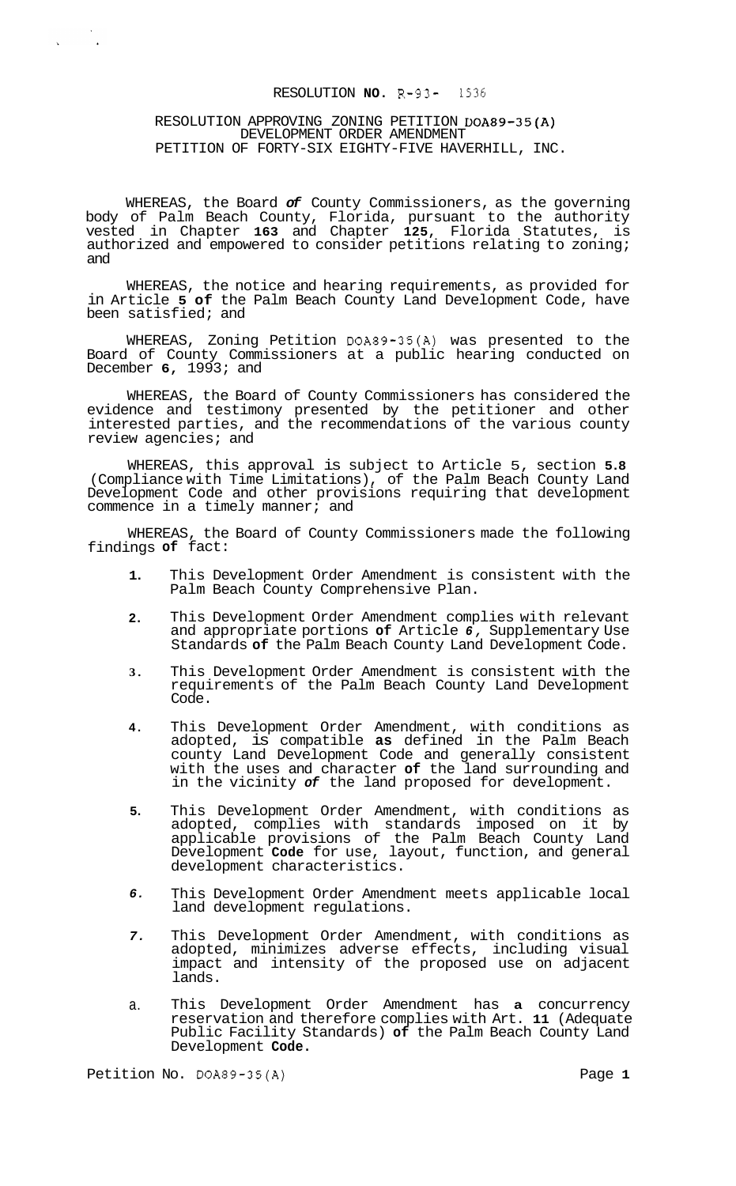# RESOLUTION NO. R-93- 1536

## RESOLUTION APPROVING ZONING PETITION DOA89-35(A) DEVELOPMENT ORDER AMENDMENT PETITION OF FORTY-SIX EIGHTY-FIVE HAVERHILL, INC.

WHEREAS, the Board of County Commissioners, as the governing body of Palm Beach County, Florida, pursuant to the authority vested in Chapter 163 and Chapter 125, Florida Statutes, is authorized and empowered to consider petitions relating to zoning; and

WHEREAS, the notice and hearing requirements, as provided for in Article 5 of the Palm Beach County Land Development Code, have been satisfied; and

WHEREAS, Zoning Petition DOA89-35(A) was presented to the Board of County Commissioners at a public hearing conducted on December 6, 1993; and

WHEREAS, the Board of County Commissioners has considered the evidence and testimony presented by the petitioner and other interested parties, and the recommendations of the various county review agencies; and

WHEREAS, this approval is subject to Article 5, section 5.8 (Compliance with Time Limitations), of the Palm Beach County Land Development Code and other provisions requiring that development commence in a timely manner; and

WHEREAS, the Board of County Commissioners made the following findings of fact:

1. This Development Order Amendment is consistent with the Palm Beach County Comprehensive Plan.

2. This Development Order Amendment complies with relevant and appropriate portions of Article 6, Supplementary Use Standards of the Palm Beach County Land Development Code.

3. This Development Order Amendment is consistent with the requirements of the Palm Beach County Land Development Code.

4. This Development Order Amendment, with conditions as adopted, is compatible as defined in the Palm Beach county Land Development Code and generally consistent with the uses and character of the land surrounding and in the vicinity of the land proposed for development.

5. This Development Order Amendment, with conditions as adopted, complies with standards imposed on it by applicable provisions of the Palm Beach County Land Development Code for use, layout, function, and general development characteristics.

6. This Development Order Amendment meets applicable local land development regulations.

7. This Development Order Amendment, with conditions as adopted, minimizes adverse effects, including visual impact and intensity of the proposed use on adjacent lands.

8. This Development Order Amendment has a concurrency reservation and therefore complies with Art. 11 (Adequate Public Facility Standards) of the Palm Beach County Land Development Code.

Petition No. DOA89-35(A)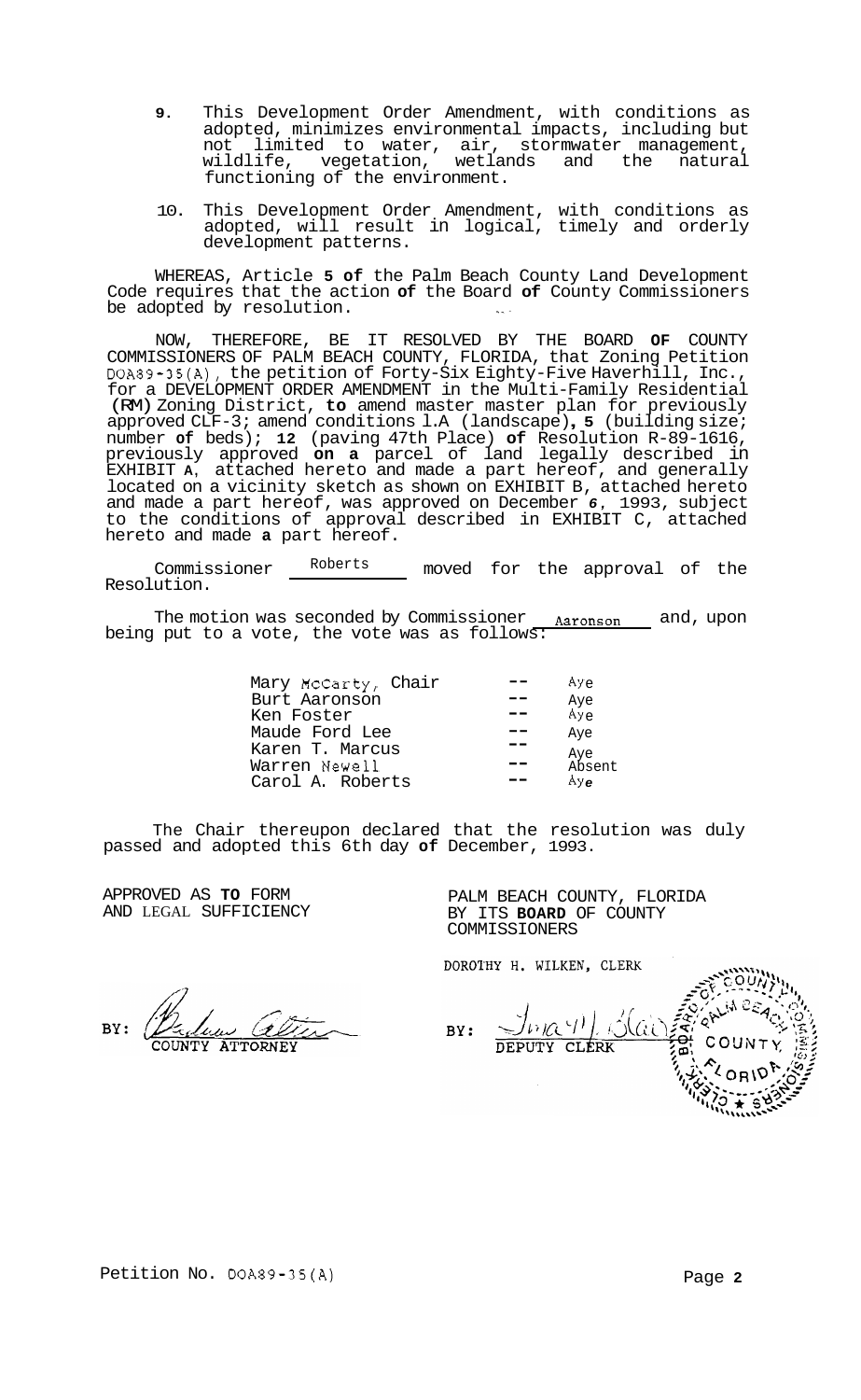9. This Development Order Amendment, with conditions as adopted, minimizes environmental impacts, including but not limited to water, air, stormwater management, wildlife, vegetation, wetlands and the natural functioning of the environment.

10. This Development Order Amendment, with conditions as adopted, will result in logical, timely and orderly development patterns.

WHEREAS, Article **5 of** the Palm Beach County Land Development Code requires that the action **of** the Board **of** County Commissioners be adopted by resolution.

NOW, THEREFORE, BE IT RESOLVED BY THE BOARD **OF** COUNTY COMMISSIONERS OF PALM BEACH COUNTY, FLORIDA, that Zoning Petition DOA89-35(A), the petition of Forty-Six Eighty-Five Haverhill, Inc., for a DEVELOPMENT ORDER AMENDMENT in the Multi-Family Residential **(RM)** Zoning District, **to** amend master master plan for previously approved CLF-3; amend conditions l.A (landscape)**, 5** (building size; number **of** beds); **12** (paving 47th Place) **of** Resolution R-89-1616, previously approved **on a** parcel of land legally described in EXHIBIT **A**, attached hereto and made a part hereof, and generally located on a vicinity sketch as shown on EXHIBIT B, attached hereto and made a part hereof, was approved on December *6*, 1993, subject to the conditions of approval described in EXHIBIT C, attached hereto and made **a** part hereof.

Commissioner Roberts moved for the approval of the Resolution.

The motion was seconded by Commissioner Aaronson and, upon being put to a vote, the vote was as follows:

| | | |
|---|---|---|
| Mary McCarty, Chair | -- | Aye |
| Burt Aaronson | -- | Aye |
| Ken Foster | -- | Aye |
| Maude Ford Lee | -- | Aye |
| Karen T. Marcus | -- | Aye |
| Warren Newell | -- | Absent |
| Carol A. Roberts | -- | Aye |

The Chair thereupon declared that the resolution was duly passed and adopted this 6th day **of** December, 1993.

APPROVED AS **TO** FORM AND LEGAL SUFFICIENCY

BY: COUNTY ATTORNEY

PALM BEACH COUNTY, FLORIDA BY ITS **BOARD** OF COUNTY COMMISSIONERS

DOROTHY H. WILKEN, CLERK

BY: DEPUTY CLERK

Petition No. DOA89-35(A)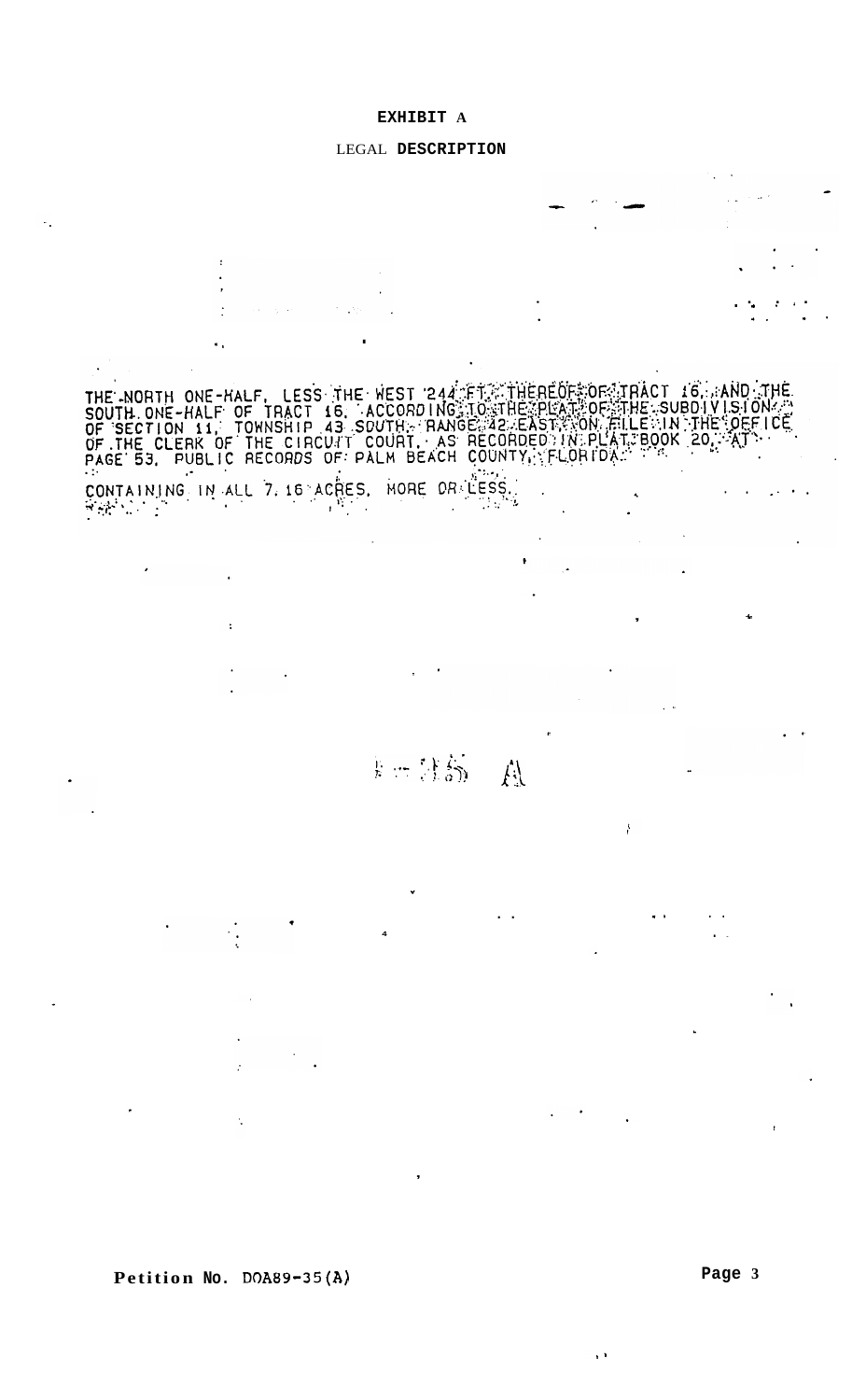# EXHIBIT A

## LEGAL DESCRIPTION

THE NORTH ONE-HALF, LESS THE WEST 244 FT. THEREOF OF TRACT 16, AND THE SOUTH ONE-HALF OF TRACT 16, ACCORDING TO THE PLAT OF THE SUBDIVISION OF SECTION 11, TOWNSHIP 43 SOUTH, RANGE 42 EAST, ON FILE IN THE OFFICE OF THE CLERK OF THE CIRCUIT COURT, AS RECORDED IN PLAT BOOK 20, AT PAGE 53, PUBLIC RECORDS OF PALM BEACH COUNTY, FLORIDA.

CONTAINING IN ALL 7.16 ACRES, MORE OR LESS.

Petition No. DOA89-35(A)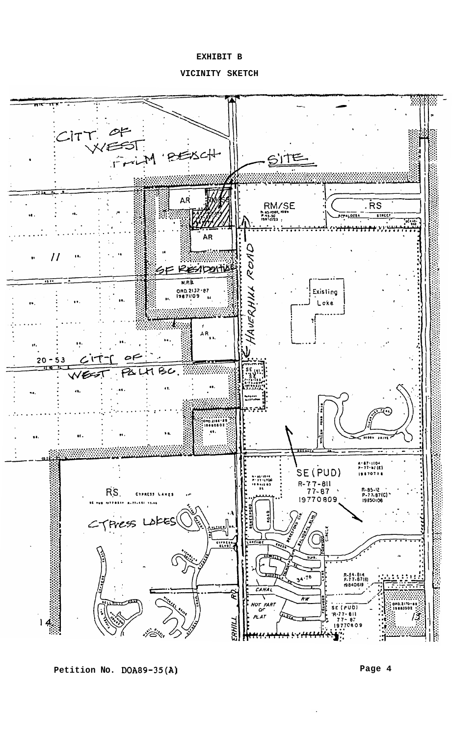# EXHIBIT B

## VICINITY SKETCH

CITY OF WEST PALM BEACH

SITE

AR

RM/SE

RS

AR

SE RESIDENTIAL

HAVERHILL ROAD

W.P.B. ORD. 2132-87 19871109

Existing Lake

AR

20-53 CITY OF WEST PALM BC.

SE

ORD. 2166-88 19880602

SE (PUD) R-77-811 77-87 19770809

RS CYPRESS LAKES

CYPRESS LAKES

R-87-1104 P-77-87(E) 19870708

R-85-12 P-77-87(C) 19850108

R-84-814 P-77-87(G) 19840619

CANAL

NOT PART OF PLAT

SE (PUD) R-77-811 77-87 19770809

ORD. 2170-88 19880302

Petition No. DOA89-35(A)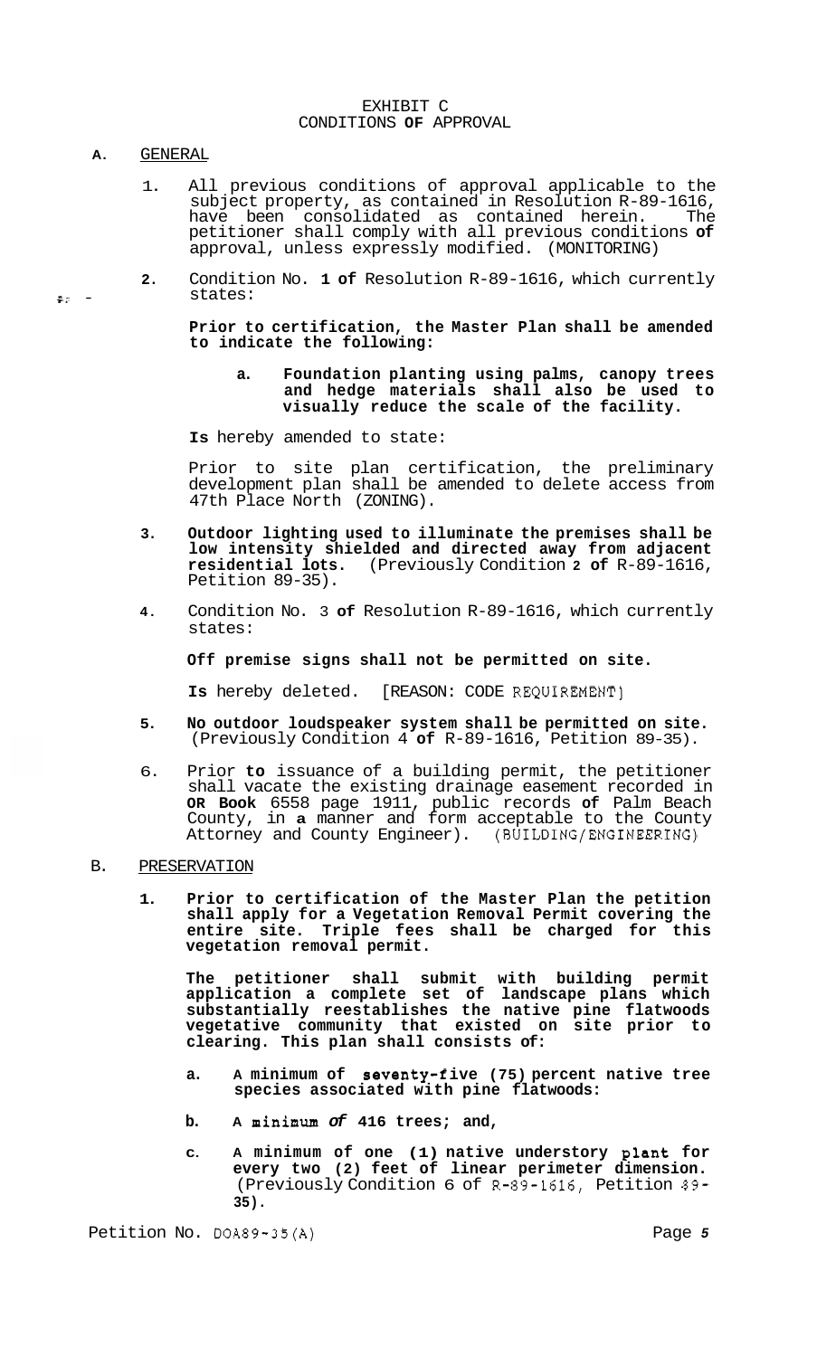EXHIBIT C
CONDITIONS **OF** APPROVAL

**A.** GENERAL

1. All previous conditions of approval applicable to the subject property, as contained in Resolution R-89-1616, have been consolidated as contained herein. The petitioner shall comply with all previous conditions **of** approval, unless expressly modified. (MONITORING)

2. Condition No. **1 of** Resolution R-89-1616, which currently states:

   **Prior to certification, the Master Plan shall be amended to indicate the following:**

   **a. Foundation planting using palms, canopy trees and hedge materials shall also be used to visually reduce the scale of the facility.**

   **Is** hereby amended to state:

   Prior to site plan certification, the preliminary development plan shall be amended to delete access from 47th Place North (ZONING).

3. **Outdoor lighting used to illuminate the premises shall be low intensity shielded and directed away from adjacent residential lots.** (Previously Condition **2 of** R-89-1616, Petition 89-35).

4. Condition No. 3 **of** Resolution R-89-1616, which currently states:

   **Off premise signs shall not be permitted on site.**

   **Is** hereby deleted. [REASON: CODE REQUIREMENT]

5. **No outdoor loudspeaker system shall be permitted on site.** (Previously Condition 4 **of** R-89-1616, Petition 89-35).

6. Prior **to** issuance of a building permit, the petitioner shall vacate the existing drainage easement recorded in **OR Book** 6558 page 1911, public records **of** Palm Beach County, in **a** manner and form acceptable to the County Attorney and County Engineer). (BUILDING/ENGINEERING)

B. PRESERVATION

1. **Prior to certification of the Master Plan the petition shall apply for a Vegetation Removal Permit covering the entire site. Triple fees shall be charged for this vegetation removal permit.**

   **The petitioner shall submit with building permit application a complete set of landscape plans which substantially reestablishes the native pine flatwoods vegetative community that existed on site prior to clearing. This plan shall consists of:**

   **a. A minimum of seventy-five (75) percent native tree species associated with pine flatwoods:**

   **b. A minimum** ***of*** **416 trees; and,**

   **c. A minimum of one (1) native understory plant for every two (2) feet of linear perimeter dimension.** (Previously Condition 6 of R-89-1616, Petition 89-**35).**

Petition No. DOA89-35(A)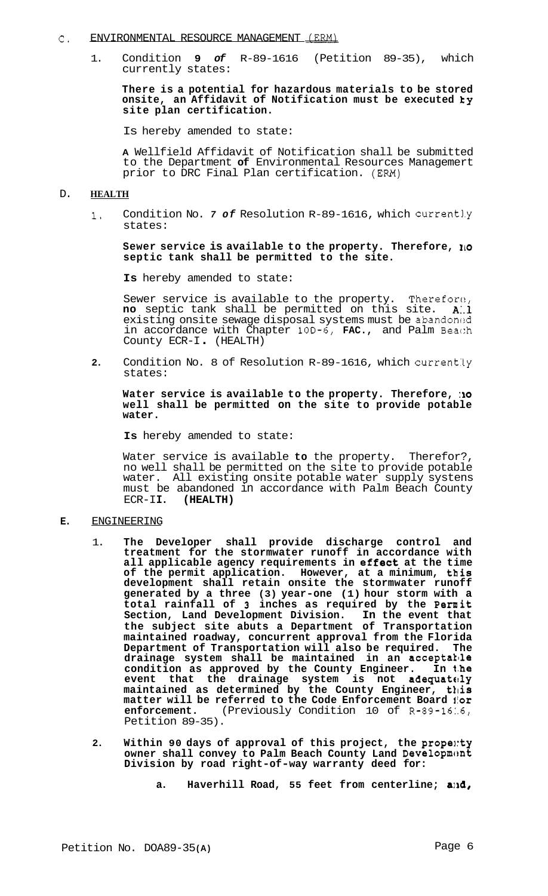## C. ENVIRONMENTAL RESOURCE MANAGEMENT (ERM)

1. Condition **9** *of* R-89-1616 (Petition 89-35), which currently states:

   **There is a potential for hazardous materials to be stored onsite, an Affidavit of Notification must be executed by site plan certification.**

   Is hereby amended to state:

   **A** Wellfield Affidavit of Notification shall be submitted to the Department **of** Environmental Resources Managemert prior to DRC Final Plan certification. (ERM)

## D. HEALTH

1. Condition No. *7 of* Resolution R-89-1616, which currently states:

   **Sewer service is available to the property. Therefore, no septic tank shall be permitted to the site.**

   **Is** hereby amended to state:

   Sewer service is available to the property. Therefore, **no** septic tank shall be permitted on this site. All existing onsite sewage disposal systems must be abandoned in accordance with Chapter 10D-6, **FAC.**, and Palm Beach County ECR-I**.** (HEALTH)

2. Condition No. 8 of Resolution R-89-1616, which currently states:

   **Water service is available to the property. Therefore, no well shall be permitted on the site to provide potable water.**

   **Is** hereby amended to state:

   Water service is available **to** the property. Therefor?, no well shall be permitted on the site to provide potable water. All existing onsite potable water supply systens must be abandoned in accordance with Palm Beach County ECR-I**I. (HEALTH)**

## E. ENGINEERING

1. **The Developer shall provide discharge control and treatment for the stormwater runoff in accordance with all applicable agency requirements in effect at the time of the permit application. However, at a minimum, this development shall retain onsite the stormwater runoff generated by a three (3) year-one (1) hour storm with a total rainfall of 3 inches as required by the Permit Section, Land Development Division. In the event that the subject site abuts a Department of Transportation maintained roadway, concurrent approval from the Florida Department of Transportation will also be required. The drainage system shall be maintained in an acceptable condition as approved by the County Engineer. In the event that the drainage system is not adequately maintained as determined by the County Engineer, this matter will be referred to the Code Enforcement Board for enforcement.** (Previously Condition 10 of R-89-1616, Petition 89-35).

2. **Within 90 days of approval of this project, the property owner shall convey to Palm Beach County Land Development Division by road right-of-way warranty deed for:**

   a. **Haverhill Road, 55 feet from centerline; and,**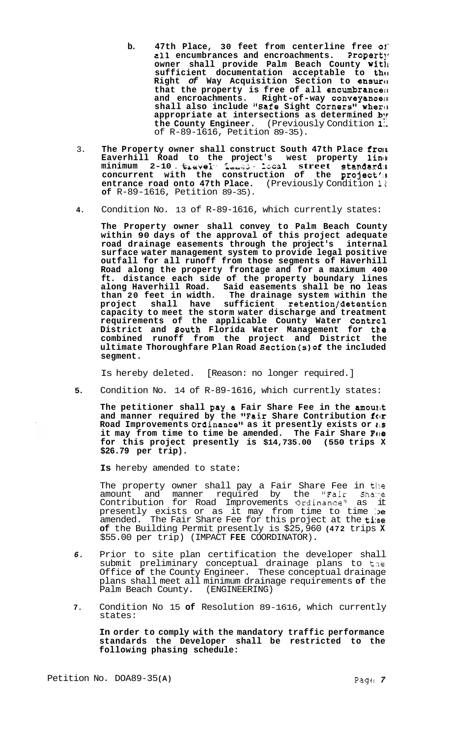b. **47th Place, 30 feet from centerline free of all encumbrances and encroachments. Property owner shall provide Palm Beach County with sufficient documentation acceptable to the Right *of* Way Acquisition Section to ensure that the property is free of all encumbrances and encroachments. Right-of-way conveyances shall also include "Safe Sight Corners" where appropriate at intersections as determined by the County Engineer.** (Previously Condition 11 of R-89-1616, Petition 89-35).

3. **The Property owner shall construct South 47th Place from Haverhill Road to the project's west property line minimum 2-10 travel lanes local street standards concurrent with the construction of the project's entrance road onto 47th Place.** (Previously Condition 12 **of** R-89-1616, Petition 89-35).

4. Condition No. 13 of R-89-1616, which currently states:

   **The Property owner shall convey to Palm Beach County within 90 days of the approval of this project adequate road drainage easements through the project's internal surface water management system to provide legal positive outfall for all runoff from those segments of Haverhill Road along the property frontage and for a maximum 400 ft. distance each side of the property boundary lines along Haverhill Road. Said easements shall be no leas than 20 feet in width. The drainage system within the project shall have sufficient retention/detention capacity to meet the storm water discharge and treatment requirements of the applicable County Water Control District and South Florida Water Management for the combined runoff from the project and District the ultimate Thoroughfare Plan Road Section(s) of the included segment.**

   Is hereby deleted. [Reason: no longer required.]

5. Condition No. 14 of R-89-1616, which currently states:

   **The petitioner shall pay a Fair Share Fee in the amount and manner required by the "Fair Share Contribution for Road Improvements Ordinance" as it presently exists or as it may from time to time be amended. The Fair Share Fee for this project presently is $14,735.00 (550 trips X $26.79 per trip).**

   **Is** hereby amended to state:

   The property owner shall pay a Fair Share Fee in the amount and manner required by the "Fair Share Contribution for Road Improvements Ordinance" as it presently exists or as it may from time to time be amended. The Fair Share Fee for this project at the time **of** the Building Permit presently is $25,960 **(**472 trips **X** $55.00 per trip) (IMPACT **FEE** COORDINATOR).

6. Prior to site plan certification the developer shall submit preliminary conceptual drainage plans to the Office **of** the County Engineer. These conceptual drainage plans shall meet all minimum drainage requirements **of** the Palm Beach County. (ENGINEERING)

7. Condition No 15 **of** Resolution 89-1616, which currently states:

   **In order to comply with the mandatory traffic performance standards the Developer shall be restricted to the following phasing schedule:**

Petition No. DOA89-35(A)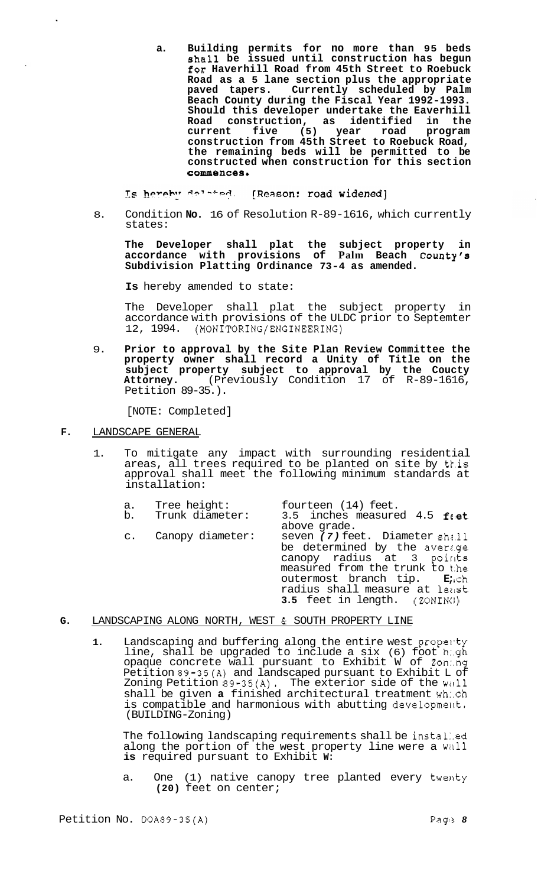a. **Building permits for no more than 95 beds shall be issued until construction has begun for Haverhill Road from 45th Street to Roebuck Road as a 5 lane section plus the appropriate paved tapers. Currently scheduled by Palm Beach County during the Fiscal Year 1992-1993. Should this developer undertake the Eaverhill Road construction, as identified in the current five (5) year road program construction from 45th Street to Roebuck Road, the remaining beds will be permitted to be constructed when construction for this section commences.**

Is hereby deleted. [Reason: road widened]

8. Condition **No.** 16 of Resolution R-89-1616, which currently states:

   **The Developer shall plat the subject property in accordance with provisions of Palm Beach County's Subdivision Platting Ordinance 73-4 as amended.**

   **Is** hereby amended to state:

   The Developer shall plat the subject property in accordance with provisions of the ULDC prior to Septemter 12, 1994. (MONITORING/ENGINEERING)

9. **Prior to approval by the Site Plan Review Committee the property owner shall record a Unity of Title on the subject property subject to approval by the Coucty Attorney.** (Previously Condition 17 of R-89-1616, Petition 89-35.).

   [NOTE: Completed]

**F.** LANDSCAPE GENERAL

1. To mitigate any impact with surrounding residential areas, all trees required to be planted on site by this approval shall meet the following minimum standards at installation:

   a. Tree height: fourteen (14) feet.
   b. Trunk diameter: 3.5 inches measured 4.5 feet above grade.
   c. Canopy diameter: seven *(7)* feet. Diameter shall be determined by the average canopy radius at 3 points measured from the trunk to the outermost branch tip. Each radius shall measure at least **3.5** feet in length. (ZONING)

**G.** LANDSCAPING ALONG NORTH, WEST & SOUTH PROPERTY LINE

**1.** Landscaping and buffering along the entire west property line, shall be upgraded to include a six (6) foot high opaque concrete wall pursuant to Exhibit W of Zoning Petition 89-35(A) and landscaped pursuant to Exhibit L of Zoning Petition 89-35(A). The exterior side of the wall shall be given **a** finished architectural treatment which is compatible and harmonious with abutting development. (BUILDING-Zoning)

   The following landscaping requirements shall be installed along the portion of the west property line were a wall **is** required pursuant to Exhibit **W:**

   a. One (1) native canopy tree planted every twenty **(20)** feet on center;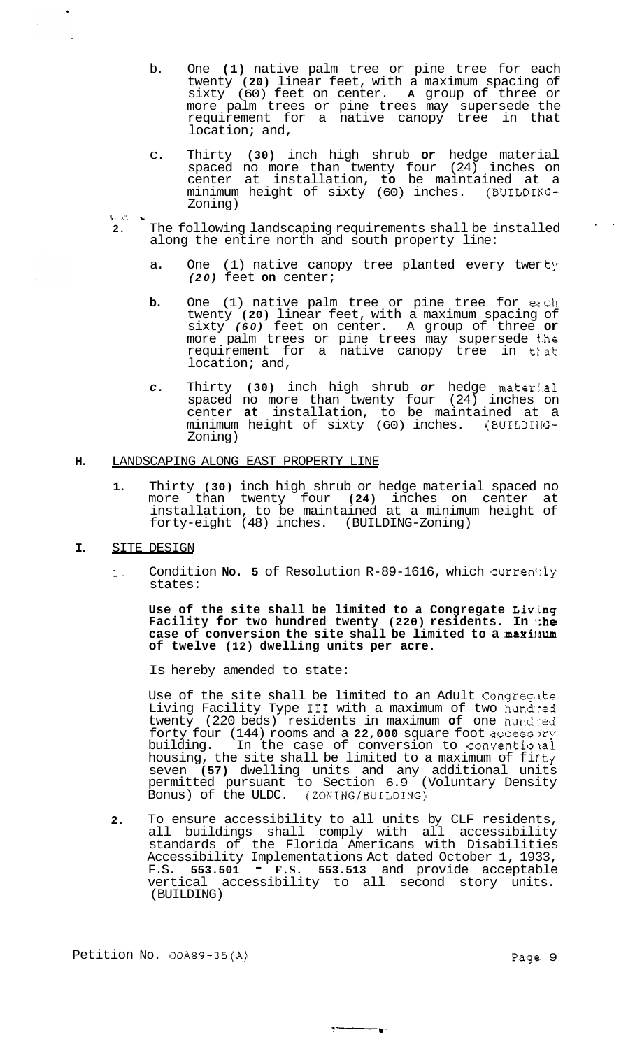b. One **(1)** native palm tree or pine tree for each twenty **(20)** linear feet, with a maximum spacing of sixty (60) feet on center. **A** group of three or more palm trees or pine trees may supersede the requirement for a native canopy tree in that location; and,

c. Thirty **(30)** inch high shrub **or** hedge material spaced no more than twenty four (24) inches on center at installation, **to** be maintained at a minimum height of sixty (60) inches. (BUILDING-Zoning)

**2.** The following landscaping requirements shall be installed along the entire north and south property line:

a. One (1) native canopy tree planted every twenty *(20)* feet **on** center;

**b.** One (1) native palm tree or pine tree for each twenty **(20)** linear feet, with a maximum spacing of sixty *(60)* feet on center. A group of three **or** more palm trees or pine trees may supersede the requirement for a native canopy tree in that location; and,

*c.* Thirty **(30)** inch high shrub *or* hedge material spaced no more than twenty four (24) inches on center **at** installation, to be maintained at a minimum height of sixty (60) inches. (BUILDING-Zoning)

**H.** LANDSCAPING ALONG EAST PROPERTY LINE

**1.** Thirty **(30)** inch high shrub or hedge material spaced no more than twenty four **(24)** inches on center at installation, to be maintained at a minimum height of forty-eight (48) inches. (BUILDING-Zoning)

**I.** SITE DESIGN

1. Condition **No. 5** of Resolution R-89-1616, which currently states:

**Use of the site shall be limited to a Congregate Living Facility for two hundred twenty (220) residents. In the case of conversion the site shall be limited to a maximum of twelve (12) dwelling units per acre.**

Is hereby amended to state:

Use of the site shall be limited to an Adult Congregate Living Facility Type III with a maximum of two hundred twenty (220 beds) residents in maximum **of** one hundred forty four (144) rooms and a **22,000** square foot accessory building. In the case of conversion to conventional housing, the site shall be limited to a maximum of fifty seven **(57)** dwelling units and any additional units permitted pursuant to Section 6.9 (Voluntary Density Bonus) of the ULDC. (ZONING/BUILDING)

**2.** To ensure accessibility to all units by CLF residents, all buildings shall comply with all accessibility standards of the Florida Americans with Disabilities Accessibility Implementations Act dated October 1, 1933, F.S. **553.501 - F.**S. **553.513** and provide acceptable vertical accessibility to all second story units. (BUILDING)

Petition No. DOA89-35(A)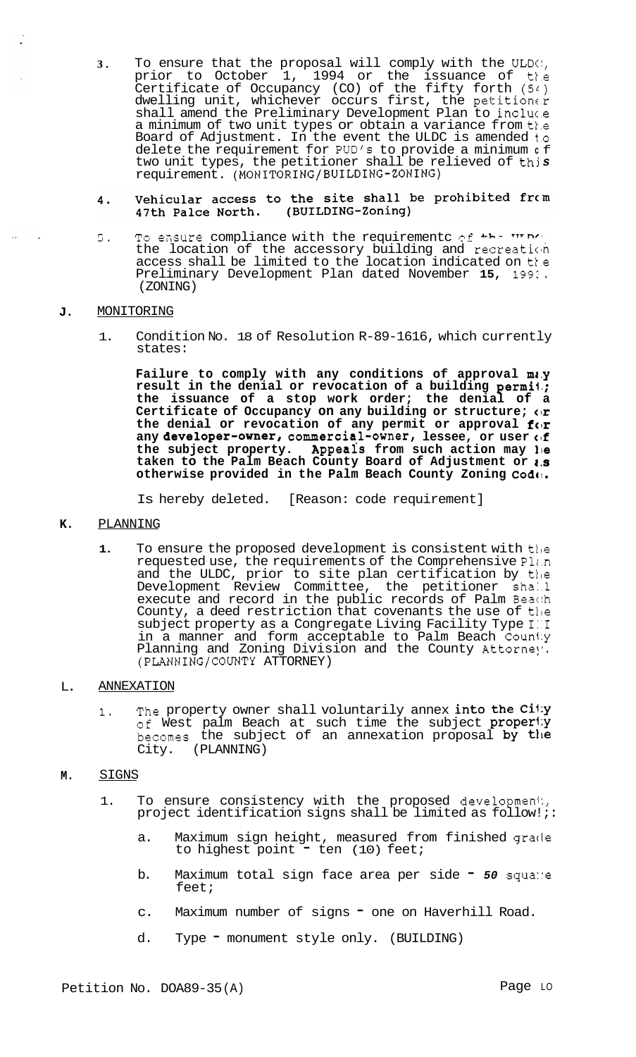3. To ensure that the proposal will comply with the ULDC, prior to October 1, 1994 or the issuance of the Certificate of Occupancy (CO) of the fifty forth (54) dwelling unit, whichever occurs first, the petitioner shall amend the Preliminary Development Plan to include a minimum of two unit types or obtain a variance from the Board of Adjustment. In the event the ULDC is amended to delete the requirement for PUD's to provide a minimum of two unit types, the petitioner shall be relieved of this requirement. (MONITORING/BUILDING-ZONING)

4. **Vehicular access to the site shall be prohibited from 47th Palce North. (BUILDING-Zoning)**

5. To ensure compliance with the requirements of the ULDC the location of the accessory building and recreation access shall be limited to the location indicated on the Preliminary Development Plan dated November 15, 1993. (ZONING)

**J.** MONITORING

1. Condition No. 18 of Resolution R-89-1616, which currently states:

   **Failure to comply with any conditions of approval may result in the denial or revocation of a building permit; the issuance of a stop work order; the denial of a Certificate of Occupancy on any building or structure; or the denial or revocation of any permit or approval for any developer-owner, commercial-owner, lessee, or user of the subject property. Appeals from such action may be taken to the Palm Beach County Board of Adjustment or as otherwise provided in the Palm Beach County Zoning Code.**

   Is hereby deleted. [Reason: code requirement]

**K.** PLANNING

1. To ensure the proposed development is consistent with the requested use, the requirements of the Comprehensive Plan and the ULDC, prior to site plan certification by the Development Review Committee, the petitioner shall execute and record in the public records of Palm Beach County, a deed restriction that covenants the use of the subject property as a Congregate Living Facility Type III in a manner and form acceptable to Palm Beach County Planning and Zoning Division and the County Attorney. (PLANNING/COUNTY ATTORNEY)

L. ANNEXATION

1. The property owner shall voluntarily annex **into the City** of West palm Beach at such time the subject **property** becomes the subject of an annexation proposal **by the** City. (PLANNING)

M. SIGNS

1. To ensure consistency with the proposed development, project identification signs shall be limited as follows:

   a. Maximum sign height, measured from finished grade to highest point - ten (10) feet;

   b. Maximum total sign face area per side - *50* square feet;

   c. Maximum number of signs - one on Haverhill Road.

   d. Type - monument style only. (BUILDING)

Petition No. DOA89-35(A)